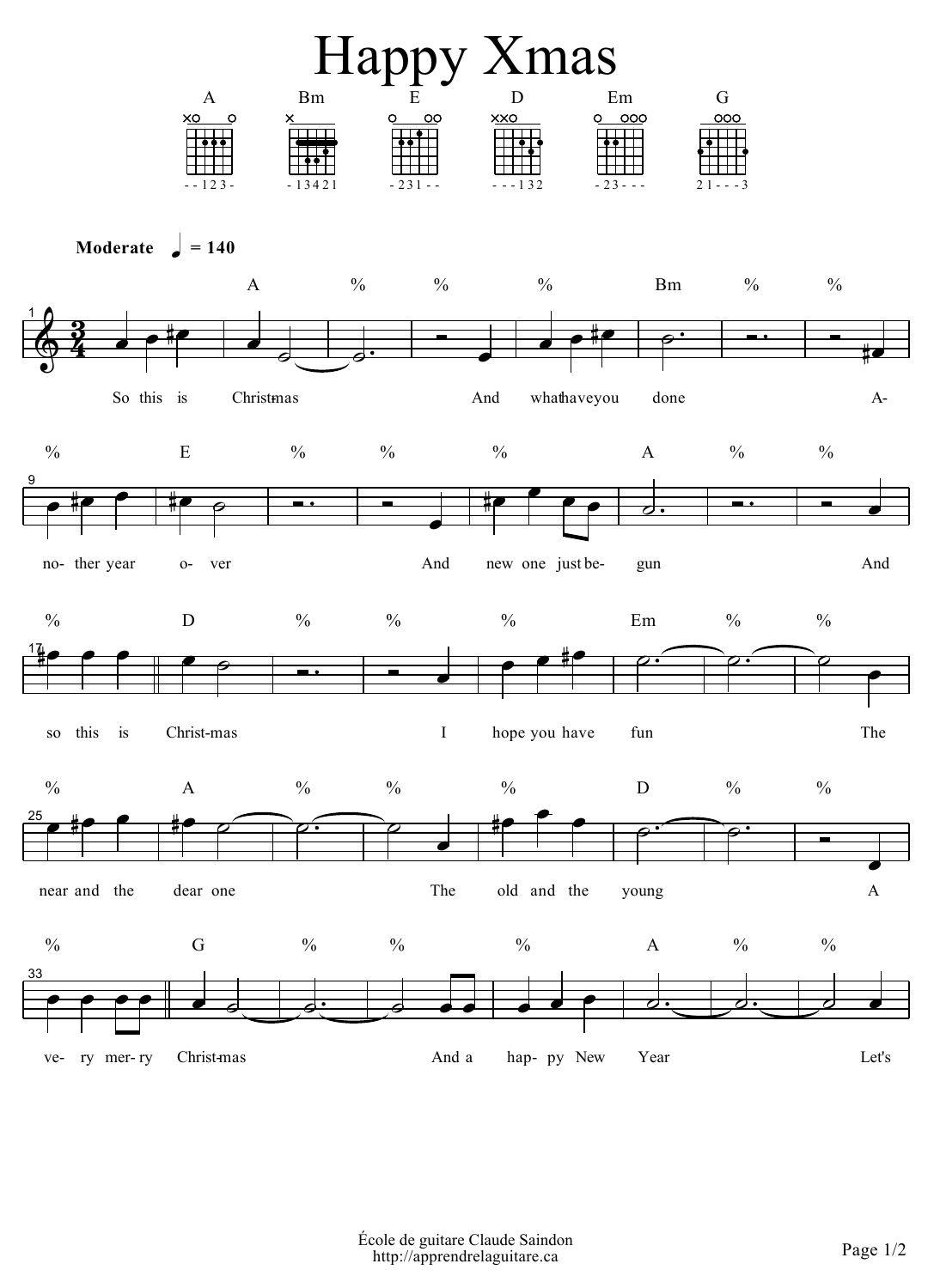# Happy Xmas

A Bm E D Em G

- - 1 2 3 -   - 1 3 4 2 1   - 2 3 1 - -   - - - 1 3 2   - 2 3 - - -   2 1 - - - 3

**Moderate** ♩ = 140

So this is Christmas
And what have you done
Another year over
And new one just begun
And so this is Christmas
I hope you have fun
The near and the dear one
The old and the young
A very merry Christmas
And a happy New Year
Let's

École de guitare Claude Saindon
http://apprendrelaguitare.ca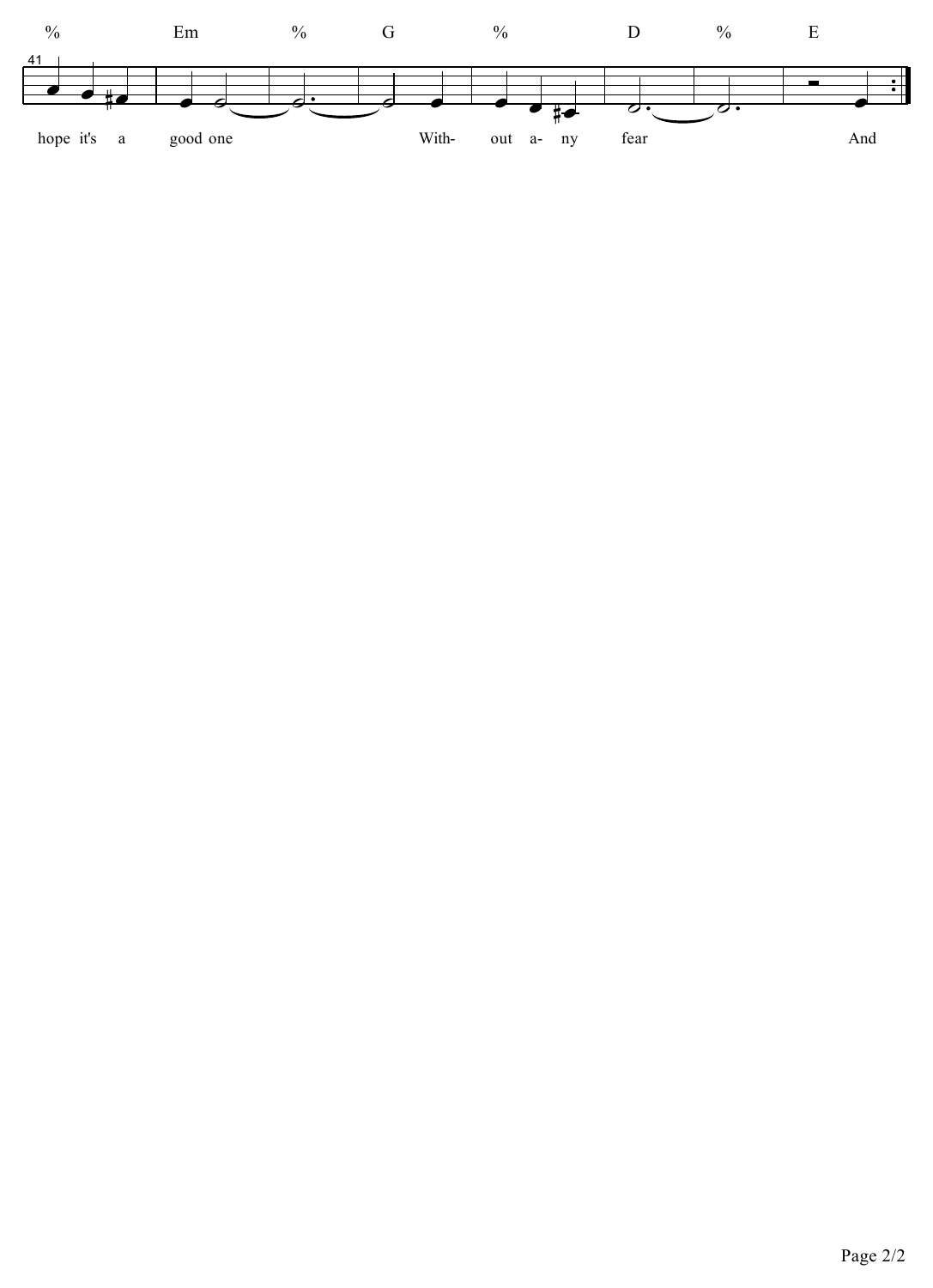% Em % G % D % E

41

hope it's a good one With- out a- ny fear And